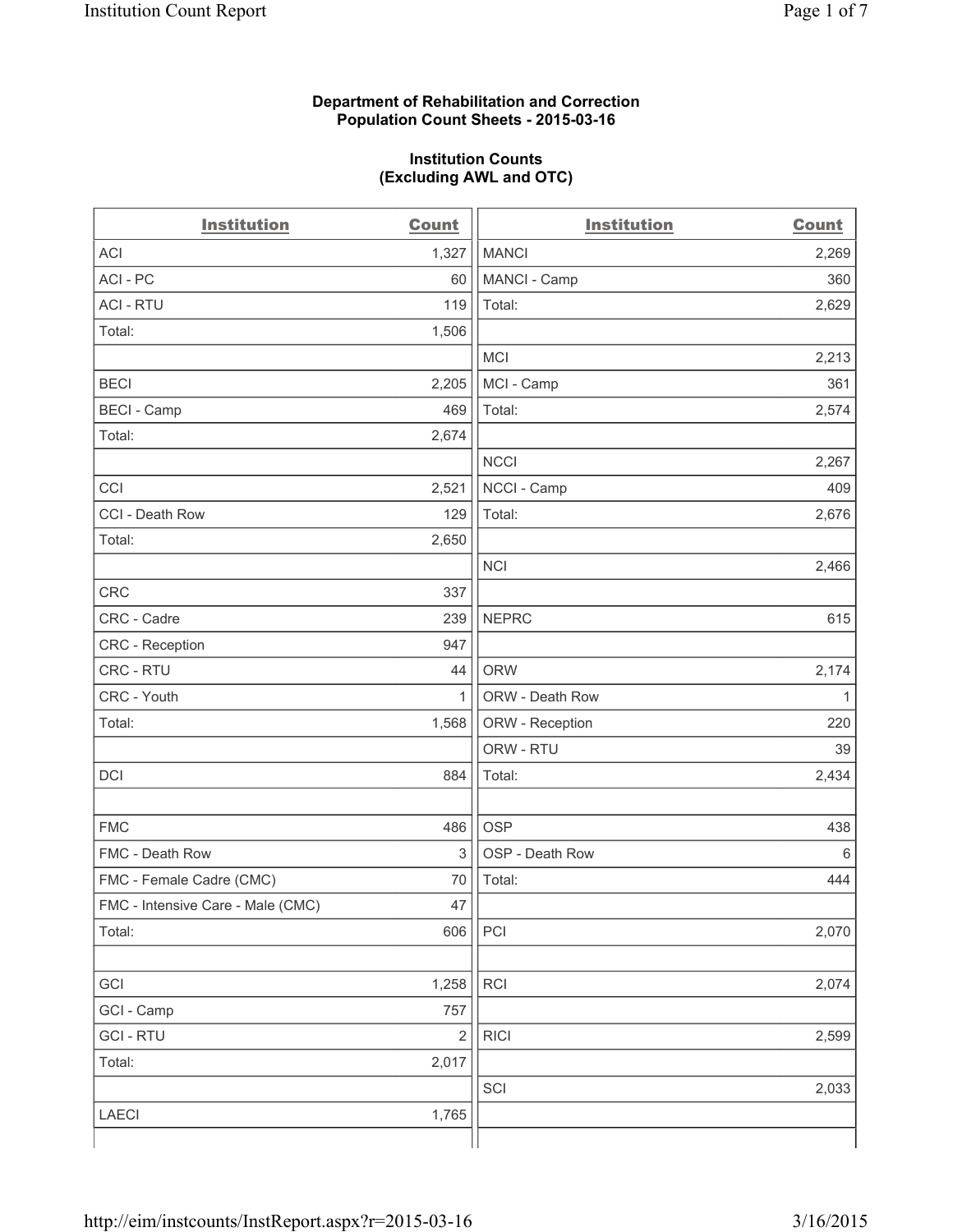**Department of Rehabilitation and Correction**
**Population Count Sheets - 2015-03-16**

**Institution Counts**
**(Excluding AWL and OTC)**

| Institution | Count | Institution | Count |
|---|---|---|---|
| ACI | 1,327 | MANCI | 2,269 |
| ACI - PC | 60 | MANCI - Camp | 360 |
| ACI - RTU | 119 | Total: | 2,629 |
| Total: | 1,506 | | |
| | | MCI | 2,213 |
| BECI | 2,205 | MCI - Camp | 361 |
| BECI - Camp | 469 | Total: | 2,574 |
| Total: | 2,674 | | |
| | | NCCI | 2,267 |
| CCI | 2,521 | NCCI - Camp | 409 |
| CCI - Death Row | 129 | Total: | 2,676 |
| Total: | 2,650 | | |
| | | NCI | 2,466 |
| CRC | 337 | | |
| CRC - Cadre | 239 | NEPRC | 615 |
| CRC - Reception | 947 | | |
| CRC - RTU | 44 | ORW | 2,174 |
| CRC - Youth | 1 | ORW - Death Row | 1 |
| Total: | 1,568 | ORW - Reception | 220 |
| | | ORW - RTU | 39 |
| DCI | 884 | Total: | 2,434 |
| | | | |
| FMC | 486 | OSP | 438 |
| FMC - Death Row | 3 | OSP - Death Row | 6 |
| FMC - Female Cadre (CMC) | 70 | Total: | 444 |
| FMC - Intensive Care - Male (CMC) | 47 | | |
| Total: | 606 | PCI | 2,070 |
| | | | |
| GCI | 1,258 | RCI | 2,074 |
| GCI - Camp | 757 | | |
| GCI - RTU | 2 | RICI | 2,599 |
| Total: | 2,017 | | |
| | | SCI | 2,033 |
| LAECI | 1,765 | | |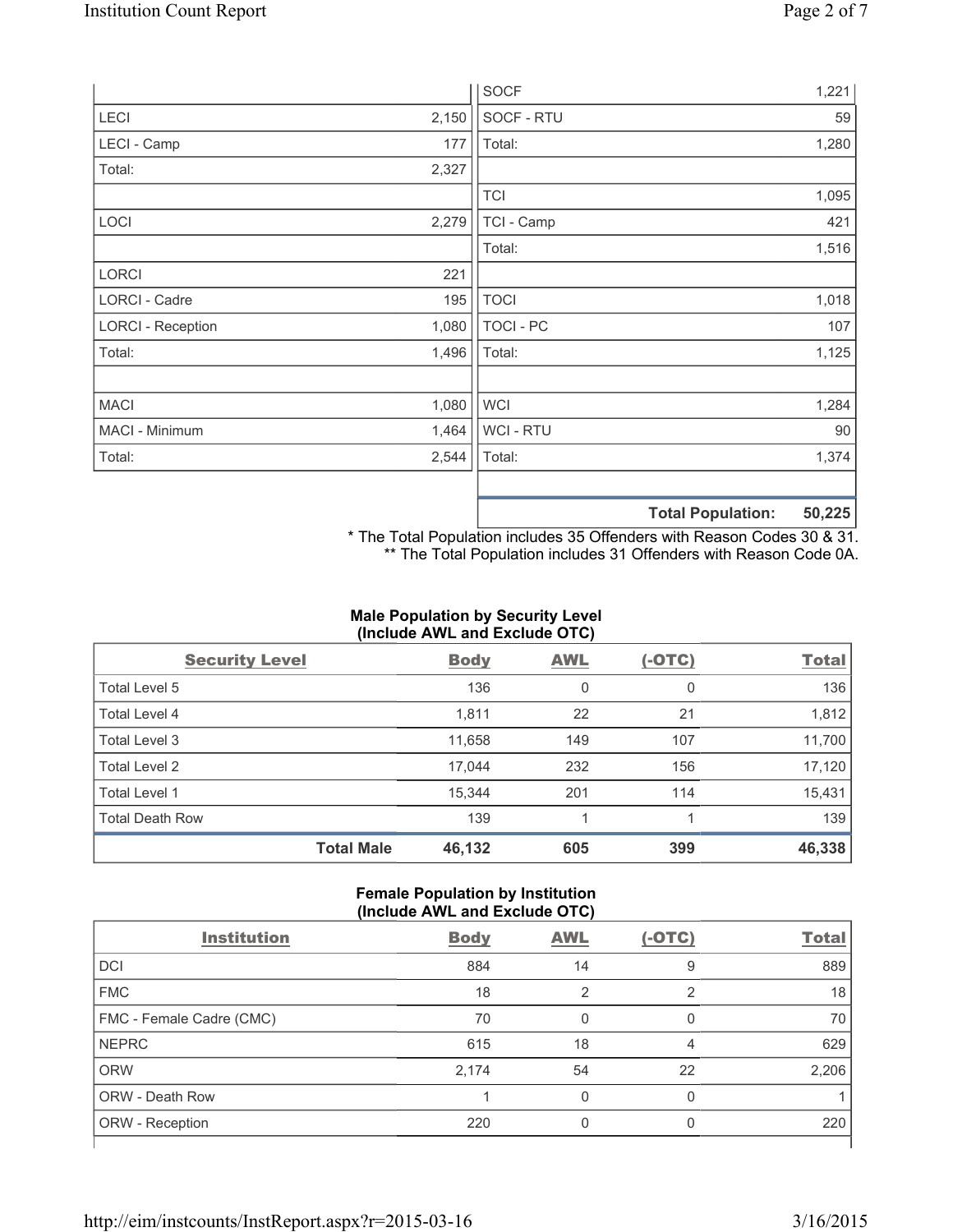| | |
|---|---|
| | |
| LECI | 2,150 |
| LECI - Camp | 177 |
| Total: | 2,327 |
| | |
| LOCI | 2,279 |
| | |
| LORCI | 221 |
| LORCI - Cadre | 195 |
| LORCI - Reception | 1,080 |
| Total: | 1,496 |
| | |
| MACI | 1,080 |
| MACI - Minimum | 1,464 |
| Total: | 2,544 |

| | |
|---|---|
| SOCF | 1,221 |
| SOCF - RTU | 59 |
| Total: | 1,280 |
| | |
| TCI | 1,095 |
| TCI - Camp | 421 |
| Total: | 1,516 |
| | |
| TOCI | 1,018 |
| TOCI - PC | 107 |
| Total: | 1,125 |
| | |
| WCI | 1,284 |
| WCI - RTU | 90 |
| Total: | 1,374 |
| | |
| **Total Population:** | **50,225** |

\* The Total Population includes 35 Offenders with Reason Codes 30 & 31.
\*\* The Total Population includes 31 Offenders with Reason Code 0A.

**Male Population by Security Level (Include AWL and Exclude OTC)**

| Security Level | Body | AWL | (-OTC) | Total |
|---|---|---|---|---|
| Total Level 5 | 136 | 0 | 0 | 136 |
| Total Level 4 | 1,811 | 22 | 21 | 1,812 |
| Total Level 3 | 11,658 | 149 | 107 | 11,700 |
| Total Level 2 | 17,044 | 232 | 156 | 17,120 |
| Total Level 1 | 15,344 | 201 | 114 | 15,431 |
| Total Death Row | 139 | 1 | 1 | 139 |
| **Total Male** | **46,132** | **605** | **399** | **46,338** |

**Female Population by Institution (Include AWL and Exclude OTC)**

| Institution | Body | AWL | (-OTC) | Total |
|---|---|---|---|---|
| DCI | 884 | 14 | 9 | 889 |
| FMC | 18 | 2 | 2 | 18 |
| FMC - Female Cadre (CMC) | 70 | 0 | 0 | 70 |
| NEPRC | 615 | 18 | 4 | 629 |
| ORW | 2,174 | 54 | 22 | 2,206 |
| ORW - Death Row | 1 | 0 | 0 | 1 |
| ORW - Reception | 220 | 0 | 0 | 220 |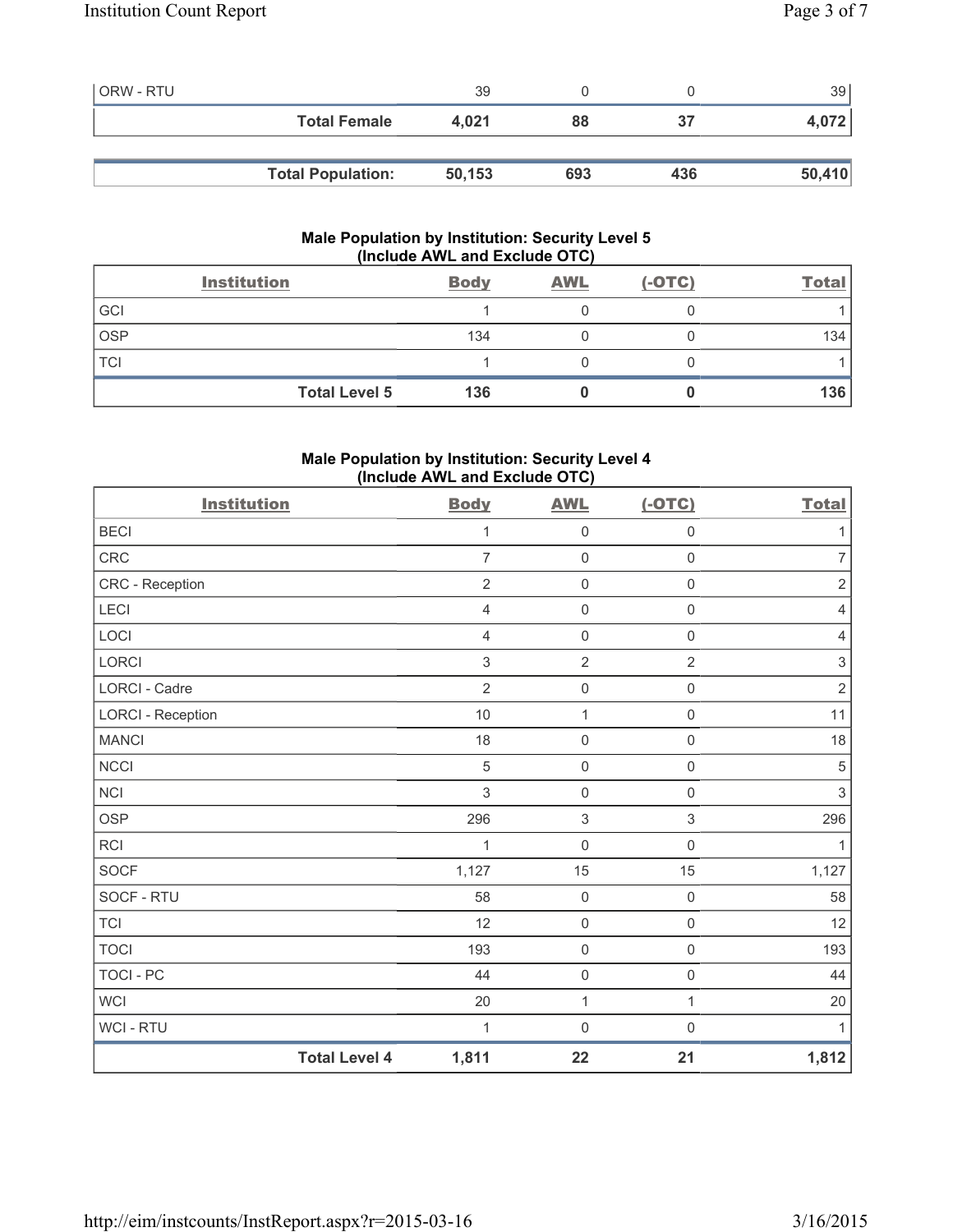| | Body | AWL | (-OTC) | Total |
|---|---|---|---|---|
| ORW - RTU | 39 | 0 | 0 | 39 |
| **Total Female** | **4,021** | **88** | **37** | **4,072** |

| | | | | |
|---|---|---|---|---|
| **Total Population:** | **50,153** | **693** | **436** | **50,410** |

### Male Population by Institution: Security Level 5 (Include AWL and Exclude OTC)

| Institution | Body | AWL | (-OTC) | Total |
|---|---|---|---|---|
| GCI | 1 | 0 | 0 | 1 |
| OSP | 134 | 0 | 0 | 134 |
| TCI | 1 | 0 | 0 | 1 |
| **Total Level 5** | **136** | **0** | **0** | **136** |

### Male Population by Institution: Security Level 4 (Include AWL and Exclude OTC)

| Institution | Body | AWL | (-OTC) | Total |
|---|---|---|---|---|
| BECI | 1 | 0 | 0 | 1 |
| CRC | 7 | 0 | 0 | 7 |
| CRC - Reception | 2 | 0 | 0 | 2 |
| LECI | 4 | 0 | 0 | 4 |
| LOCI | 4 | 0 | 0 | 4 |
| LORCI | 3 | 2 | 2 | 3 |
| LORCI - Cadre | 2 | 0 | 0 | 2 |
| LORCI - Reception | 10 | 1 | 0 | 11 |
| MANCI | 18 | 0 | 0 | 18 |
| NCCI | 5 | 0 | 0 | 5 |
| NCI | 3 | 0 | 0 | 3 |
| OSP | 296 | 3 | 3 | 296 |
| RCI | 1 | 0 | 0 | 1 |
| SOCF | 1,127 | 15 | 15 | 1,127 |
| SOCF - RTU | 58 | 0 | 0 | 58 |
| TCI | 12 | 0 | 0 | 12 |
| TOCI | 193 | 0 | 0 | 193 |
| TOCI - PC | 44 | 0 | 0 | 44 |
| WCI | 20 | 1 | 1 | 20 |
| WCI - RTU | 1 | 0 | 0 | 1 |
| **Total Level 4** | **1,811** | **22** | **21** | **1,812** |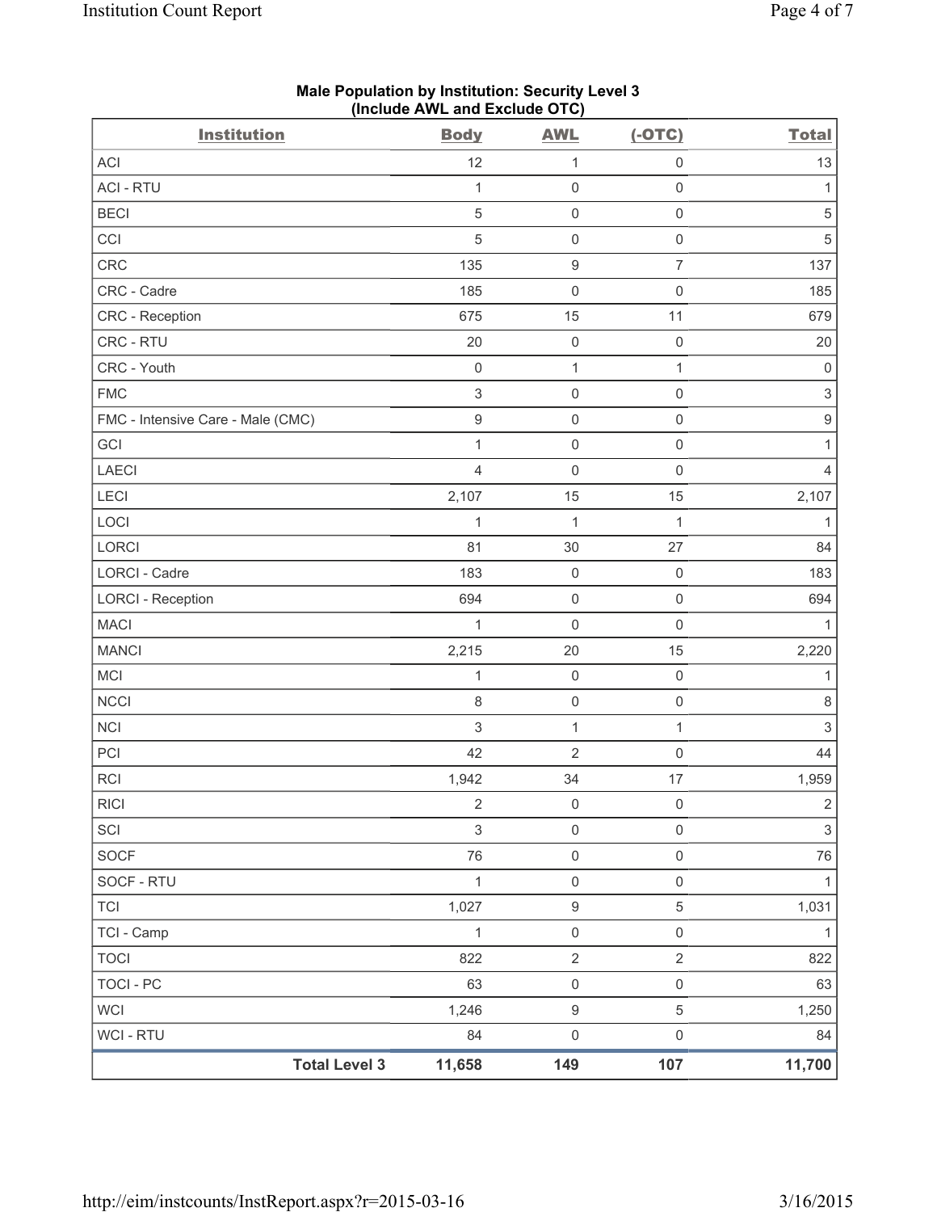**Male Population by Institution: Security Level 3**
**(Include AWL and Exclude OTC)**

| Institution | Body | AWL | (-OTC) | Total |
|---|---|---|---|---|
| ACI | 12 | 1 | 0 | 13 |
| ACI - RTU | 1 | 0 | 0 | 1 |
| BECI | 5 | 0 | 0 | 5 |
| CCI | 5 | 0 | 0 | 5 |
| CRC | 135 | 9 | 7 | 137 |
| CRC - Cadre | 185 | 0 | 0 | 185 |
| CRC - Reception | 675 | 15 | 11 | 679 |
| CRC - RTU | 20 | 0 | 0 | 20 |
| CRC - Youth | 0 | 1 | 1 | 0 |
| FMC | 3 | 0 | 0 | 3 |
| FMC - Intensive Care - Male (CMC) | 9 | 0 | 0 | 9 |
| GCI | 1 | 0 | 0 | 1 |
| LAECI | 4 | 0 | 0 | 4 |
| LECI | 2,107 | 15 | 15 | 2,107 |
| LOCI | 1 | 1 | 1 | 1 |
| LORCI | 81 | 30 | 27 | 84 |
| LORCI - Cadre | 183 | 0 | 0 | 183 |
| LORCI - Reception | 694 | 0 | 0 | 694 |
| MACI | 1 | 0 | 0 | 1 |
| MANCI | 2,215 | 20 | 15 | 2,220 |
| MCI | 1 | 0 | 0 | 1 |
| NCCI | 8 | 0 | 0 | 8 |
| NCI | 3 | 1 | 1 | 3 |
| PCI | 42 | 2 | 0 | 44 |
| RCI | 1,942 | 34 | 17 | 1,959 |
| RICI | 2 | 0 | 0 | 2 |
| SCI | 3 | 0 | 0 | 3 |
| SOCF | 76 | 0 | 0 | 76 |
| SOCF - RTU | 1 | 0 | 0 | 1 |
| TCI | 1,027 | 9 | 5 | 1,031 |
| TCI - Camp | 1 | 0 | 0 | 1 |
| TOCI | 822 | 2 | 2 | 822 |
| TOCI - PC | 63 | 0 | 0 | 63 |
| WCI | 1,246 | 9 | 5 | 1,250 |
| WCI - RTU | 84 | 0 | 0 | 84 |
| **Total Level 3** | **11,658** | **149** | **107** | **11,700** |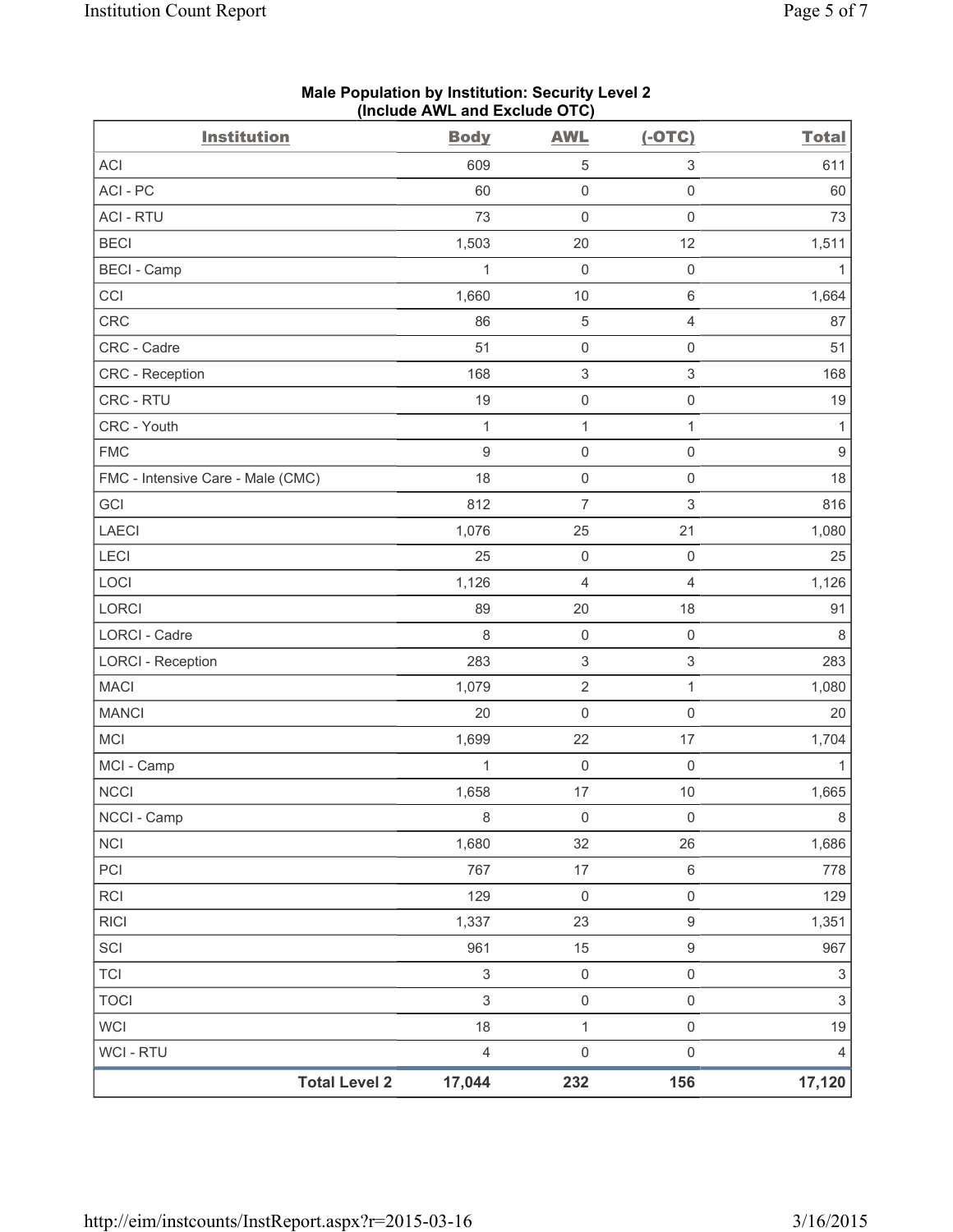**Male Population by Institution: Security Level 2**
**(Include AWL and Exclude OTC)**

| Institution | Body | AWL | (-OTC) | Total |
|---|---|---|---|---|
| ACI | 609 | 5 | 3 | 611 |
| ACI - PC | 60 | 0 | 0 | 60 |
| ACI - RTU | 73 | 0 | 0 | 73 |
| BECI | 1,503 | 20 | 12 | 1,511 |
| BECI - Camp | 1 | 0 | 0 | 1 |
| CCI | 1,660 | 10 | 6 | 1,664 |
| CRC | 86 | 5 | 4 | 87 |
| CRC - Cadre | 51 | 0 | 0 | 51 |
| CRC - Reception | 168 | 3 | 3 | 168 |
| CRC - RTU | 19 | 0 | 0 | 19 |
| CRC - Youth | 1 | 1 | 1 | 1 |
| FMC | 9 | 0 | 0 | 9 |
| FMC - Intensive Care - Male (CMC) | 18 | 0 | 0 | 18 |
| GCI | 812 | 7 | 3 | 816 |
| LAECI | 1,076 | 25 | 21 | 1,080 |
| LECI | 25 | 0 | 0 | 25 |
| LOCI | 1,126 | 4 | 4 | 1,126 |
| LORCI | 89 | 20 | 18 | 91 |
| LORCI - Cadre | 8 | 0 | 0 | 8 |
| LORCI - Reception | 283 | 3 | 3 | 283 |
| MACI | 1,079 | 2 | 1 | 1,080 |
| MANCI | 20 | 0 | 0 | 20 |
| MCI | 1,699 | 22 | 17 | 1,704 |
| MCI - Camp | 1 | 0 | 0 | 1 |
| NCCI | 1,658 | 17 | 10 | 1,665 |
| NCCI - Camp | 8 | 0 | 0 | 8 |
| NCI | 1,680 | 32 | 26 | 1,686 |
| PCI | 767 | 17 | 6 | 778 |
| RCI | 129 | 0 | 0 | 129 |
| RICI | 1,337 | 23 | 9 | 1,351 |
| SCI | 961 | 15 | 9 | 967 |
| TCI | 3 | 0 | 0 | 3 |
| TOCI | 3 | 0 | 0 | 3 |
| WCI | 18 | 1 | 0 | 19 |
| WCI - RTU | 4 | 0 | 0 | 4 |
| **Total Level 2** | **17,044** | **232** | **156** | **17,120** |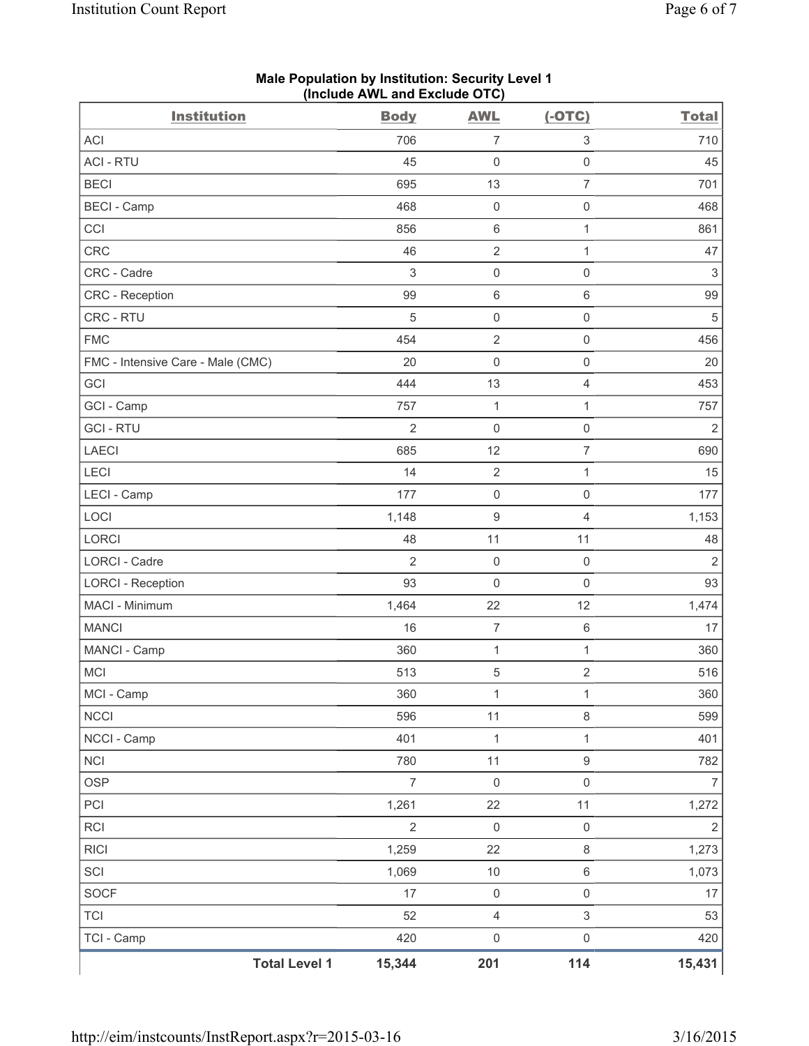**Male Population by Institution: Security Level 1**
**(Include AWL and Exclude OTC)**

| Institution | Body | AWL | (-OTC) | Total |
|---|---|---|---|---|
| ACI | 706 | 7 | 3 | 710 |
| ACI - RTU | 45 | 0 | 0 | 45 |
| BECI | 695 | 13 | 7 | 701 |
| BECI - Camp | 468 | 0 | 0 | 468 |
| CCI | 856 | 6 | 1 | 861 |
| CRC | 46 | 2 | 1 | 47 |
| CRC - Cadre | 3 | 0 | 0 | 3 |
| CRC - Reception | 99 | 6 | 6 | 99 |
| CRC - RTU | 5 | 0 | 0 | 5 |
| FMC | 454 | 2 | 0 | 456 |
| FMC - Intensive Care - Male (CMC) | 20 | 0 | 0 | 20 |
| GCI | 444 | 13 | 4 | 453 |
| GCI - Camp | 757 | 1 | 1 | 757 |
| GCI - RTU | 2 | 0 | 0 | 2 |
| LAECI | 685 | 12 | 7 | 690 |
| LECI | 14 | 2 | 1 | 15 |
| LECI - Camp | 177 | 0 | 0 | 177 |
| LOCI | 1,148 | 9 | 4 | 1,153 |
| LORCI | 48 | 11 | 11 | 48 |
| LORCI - Cadre | 2 | 0 | 0 | 2 |
| LORCI - Reception | 93 | 0 | 0 | 93 |
| MACI - Minimum | 1,464 | 22 | 12 | 1,474 |
| MANCI | 16 | 7 | 6 | 17 |
| MANCI - Camp | 360 | 1 | 1 | 360 |
| MCI | 513 | 5 | 2 | 516 |
| MCI - Camp | 360 | 1 | 1 | 360 |
| NCCI | 596 | 11 | 8 | 599 |
| NCCI - Camp | 401 | 1 | 1 | 401 |
| NCI | 780 | 11 | 9 | 782 |
| OSP | 7 | 0 | 0 | 7 |
| PCI | 1,261 | 22 | 11 | 1,272 |
| RCI | 2 | 0 | 0 | 2 |
| RICI | 1,259 | 22 | 8 | 1,273 |
| SCI | 1,069 | 10 | 6 | 1,073 |
| SOCF | 17 | 0 | 0 | 17 |
| TCI | 52 | 4 | 3 | 53 |
| TCI - Camp | 420 | 0 | 0 | 420 |
| **Total Level 1** | **15,344** | **201** | **114** | **15,431** |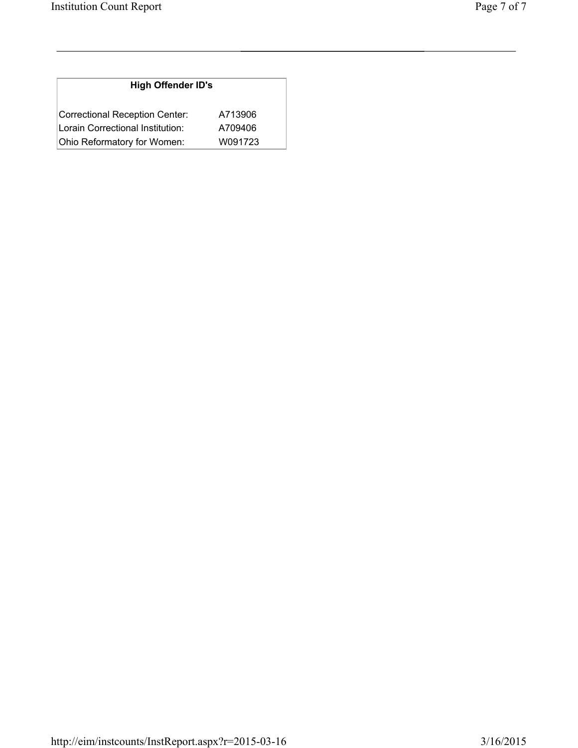| High Offender ID's | |
| --- | --- |
| Correctional Reception Center: | A713906 |
| Lorain Correctional Institution: | A709406 |
| Ohio Reformatory for Women: | W091723 |